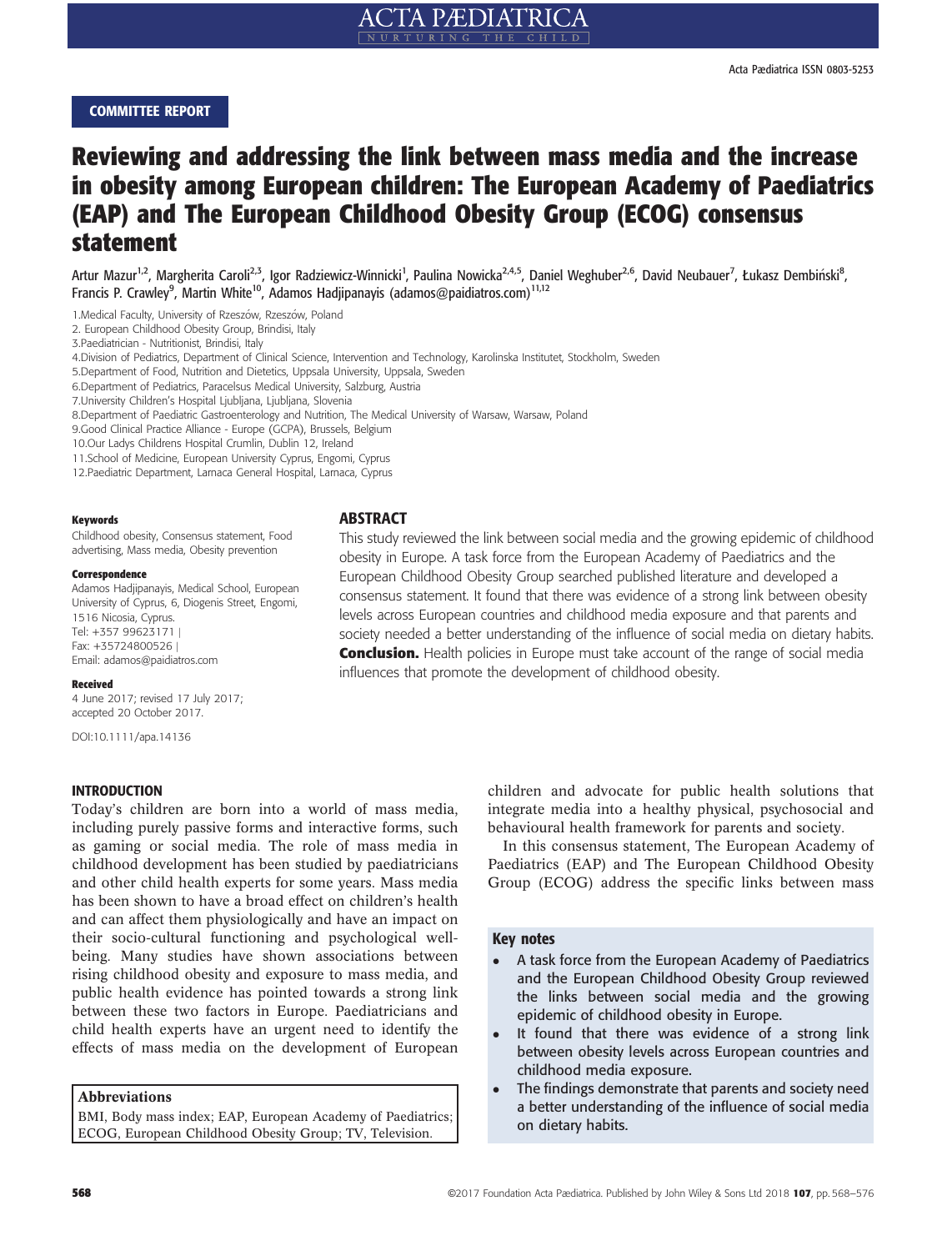COMMITTEE REPORT

# Reviewing and addressing the link between mass media and the increase in obesity among European children: The European Academy of Paediatrics (EAP) and The European Childhood Obesity Group (ECOG) consensus statement

Artur Mazur[1,2], Margherita Caroli[2,3], Igor Radziewicz-Winnicki[1], Paulina Nowicka[2,4,5], Daniel Weghuber[2,6], David Neubauer[7], Łukasz Dembiński[8], Francis P. Crawley[9], Martin White[10], Adamos Hadjipanayis (adamos@paidiatros.com)[11,12]

1.Medical Faculty, University of Rzeszów, Rzeszów, Poland
2. European Childhood Obesity Group, Brindisi, Italy
3.Paediatrician - Nutritionist, Brindisi, Italy
4.Division of Pediatrics, Department of Clinical Science, Intervention and Technology, Karolinska Institutet, Stockholm, Sweden
5.Department of Food, Nutrition and Dietetics, Uppsala University, Uppsala, Sweden
6.Department of Pediatrics, Paracelsus Medical University, Salzburg, Austria
7.University Children's Hospital Ljubljana, Ljubljana, Slovenia
8.Department of Paediatric Gastroenterology and Nutrition, The Medical University of Warsaw, Warsaw, Poland
9.Good Clinical Practice Alliance - Europe (GCPA), Brussels, Belgium
10.Our Ladys Childrens Hospital Crumlin, Dublin 12, Ireland
11.School of Medicine, European University Cyprus, Engomi, Cyprus
12.Paediatric Department, Larnaca General Hospital, Larnaca, Cyprus

**Keywords**
Childhood obesity, Consensus statement, Food advertising, Mass media, Obesity prevention

**Correspondence**
Adamos Hadjipanayis, Medical School, European University of Cyprus, 6, Diogenis Street, Engomi, 1516 Nicosia, Cyprus.
Tel: +357 99623171 |
Fax: +35724800526 |
Email: adamos@paidiatros.com

**Received**
4 June 2017; revised 17 July 2017; accepted 20 October 2017.

DOI:10.1111/apa.14136

## ABSTRACT

This study reviewed the link between social media and the growing epidemic of childhood obesity in Europe. A task force from the European Academy of Paediatrics and the European Childhood Obesity Group searched published literature and developed a consensus statement. It found that there was evidence of a strong link between obesity levels across European countries and childhood media exposure and that parents and society needed a better understanding of the influence of social media on dietary habits.

**Conclusion.** Health policies in Europe must take account of the range of social media influences that promote the development of childhood obesity.

## INTRODUCTION

Today's children are born into a world of mass media, including purely passive forms and interactive forms, such as gaming or social media. The role of mass media in childhood development has been studied by paediatricians and other child health experts for some years. Mass media has been shown to have a broad effect on children's health and can affect them physiologically and have an impact on their socio-cultural functioning and psychological well-being. Many studies have shown associations between rising childhood obesity and exposure to mass media, and public health evidence has pointed towards a strong link between these two factors in Europe. Paediatricians and child health experts have an urgent need to identify the effects of mass media on the development of European children and advocate for public health solutions that integrate media into a healthy physical, psychosocial and behavioural health framework for parents and society.

In this consensus statement, The European Academy of Paediatrics (EAP) and The European Childhood Obesity Group (ECOG) address the specific links between mass

**Abbreviations**
BMI, Body mass index; EAP, European Academy of Paediatrics; ECOG, European Childhood Obesity Group; TV, Television.

**Key notes**
- A task force from the European Academy of Paediatrics and the European Childhood Obesity Group reviewed the links between social media and the growing epidemic of childhood obesity in Europe.
- It found that there was evidence of a strong link between obesity levels across European countries and childhood media exposure.
- The findings demonstrate that parents and society need a better understanding of the influence of social media on dietary habits.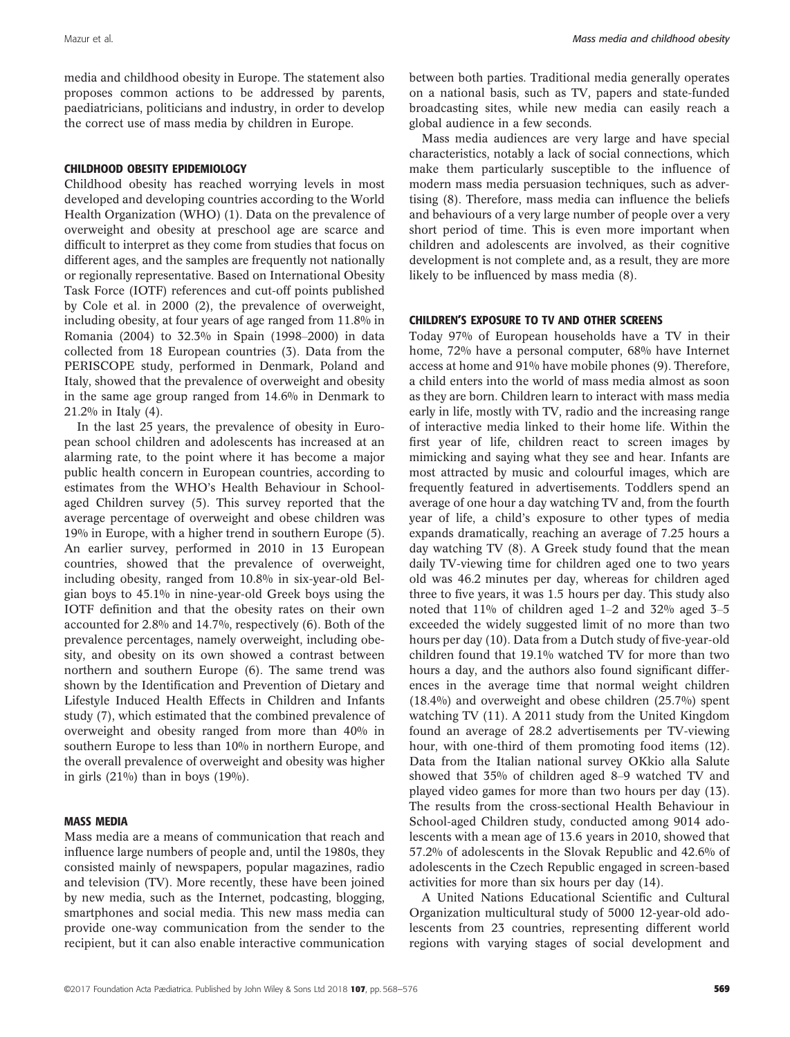media and childhood obesity in Europe. The statement also proposes common actions to be addressed by parents, paediatricians, politicians and industry, in order to develop the correct use of mass media by children in Europe.

## CHILDHOOD OBESITY EPIDEMIOLOGY

Childhood obesity has reached worrying levels in most developed and developing countries according to the World Health Organization (WHO) (1). Data on the prevalence of overweight and obesity at preschool age are scarce and difficult to interpret as they come from studies that focus on different ages, and the samples are frequently not nationally or regionally representative. Based on International Obesity Task Force (IOTF) references and cut-off points published by Cole et al. in 2000 (2), the prevalence of overweight, including obesity, at four years of age ranged from 11.8% in Romania (2004) to 32.3% in Spain (1998–2000) in data collected from 18 European countries (3). Data from the PERISCOPE study, performed in Denmark, Poland and Italy, showed that the prevalence of overweight and obesity in the same age group ranged from 14.6% in Denmark to 21.2% in Italy (4).

In the last 25 years, the prevalence of obesity in European school children and adolescents has increased at an alarming rate, to the point where it has become a major public health concern in European countries, according to estimates from the WHO's Health Behaviour in School-aged Children survey (5). This survey reported that the average percentage of overweight and obese children was 19% in Europe, with a higher trend in southern Europe (5). An earlier survey, performed in 2010 in 13 European countries, showed that the prevalence of overweight, including obesity, ranged from 10.8% in six-year-old Belgian boys to 45.1% in nine-year-old Greek boys using the IOTF definition and that the obesity rates on their own accounted for 2.8% and 14.7%, respectively (6). Both of the prevalence percentages, namely overweight, including obesity, and obesity on its own showed a contrast between northern and southern Europe (6). The same trend was shown by the Identification and Prevention of Dietary and Lifestyle Induced Health Effects in Children and Infants study (7), which estimated that the combined prevalence of overweight and obesity ranged from more than 40% in southern Europe to less than 10% in northern Europe, and the overall prevalence of overweight and obesity was higher in girls (21%) than in boys (19%).

## MASS MEDIA

Mass media are a means of communication that reach and influence large numbers of people and, until the 1980s, they consisted mainly of newspapers, popular magazines, radio and television (TV). More recently, these have been joined by new media, such as the Internet, podcasting, blogging, smartphones and social media. This new mass media can provide one-way communication from the sender to the recipient, but it can also enable interactive communication between both parties. Traditional media generally operates on a national basis, such as TV, papers and state-funded broadcasting sites, while new media can easily reach a global audience in a few seconds.

Mass media audiences are very large and have special characteristics, notably a lack of social connections, which make them particularly susceptible to the influence of modern mass media persuasion techniques, such as advertising (8). Therefore, mass media can influence the beliefs and behaviours of a very large number of people over a very short period of time. This is even more important when children and adolescents are involved, as their cognitive development is not complete and, as a result, they are more likely to be influenced by mass media (8).

## CHILDREN'S EXPOSURE TO TV AND OTHER SCREENS

Today 97% of European households have a TV in their home, 72% have a personal computer, 68% have Internet access at home and 91% have mobile phones (9). Therefore, a child enters into the world of mass media almost as soon as they are born. Children learn to interact with mass media early in life, mostly with TV, radio and the increasing range of interactive media linked to their home life. Within the first year of life, children react to screen images by mimicking and saying what they see and hear. Infants are most attracted by music and colourful images, which are frequently featured in advertisements. Toddlers spend an average of one hour a day watching TV and, from the fourth year of life, a child's exposure to other types of media expands dramatically, reaching an average of 7.25 hours a day watching TV (8). A Greek study found that the mean daily TV-viewing time for children aged one to two years old was 46.2 minutes per day, whereas for children aged three to five years, it was 1.5 hours per day. This study also noted that 11% of children aged 1–2 and 32% aged 3–5 exceeded the widely suggested limit of no more than two hours per day (10). Data from a Dutch study of five-year-old children found that 19.1% watched TV for more than two hours a day, and the authors also found significant differences in the average time that normal weight children (18.4%) and overweight and obese children (25.7%) spent watching TV (11). A 2011 study from the United Kingdom found an average of 28.2 advertisements per TV-viewing hour, with one-third of them promoting food items (12). Data from the Italian national survey OKkio alla Salute showed that 35% of children aged 8–9 watched TV and played video games for more than two hours per day (13). The results from the cross-sectional Health Behaviour in School-aged Children study, conducted among 9014 adolescents with a mean age of 13.6 years in 2010, showed that 57.2% of adolescents in the Slovak Republic and 42.6% of adolescents in the Czech Republic engaged in screen-based activities for more than six hours per day (14).

A United Nations Educational Scientific and Cultural Organization multicultural study of 5000 12-year-old adolescents from 23 countries, representing different world regions with varying stages of social development and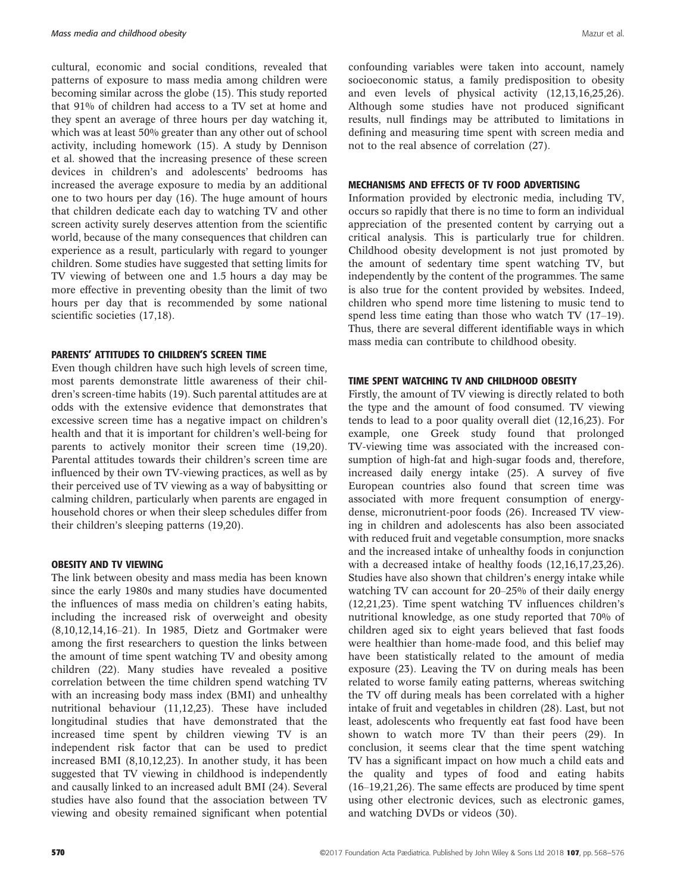cultural, economic and social conditions, revealed that patterns of exposure to mass media among children were becoming similar across the globe (15). This study reported that 91% of children had access to a TV set at home and they spent an average of three hours per day watching it, which was at least 50% greater than any other out of school activity, including homework (15). A study by Dennison et al. showed that the increasing presence of these screen devices in children's and adolescents' bedrooms has increased the average exposure to media by an additional one to two hours per day (16). The huge amount of hours that children dedicate each day to watching TV and other screen activity surely deserves attention from the scientific world, because of the many consequences that children can experience as a result, particularly with regard to younger children. Some studies have suggested that setting limits for TV viewing of between one and 1.5 hours a day may be more effective in preventing obesity than the limit of two hours per day that is recommended by some national scientific societies (17,18).

## PARENTS' ATTITUDES TO CHILDREN'S SCREEN TIME

Even though children have such high levels of screen time, most parents demonstrate little awareness of their children's screen-time habits (19). Such parental attitudes are at odds with the extensive evidence that demonstrates that excessive screen time has a negative impact on children's health and that it is important for children's well-being for parents to actively monitor their screen time (19,20). Parental attitudes towards their children's screen time are influenced by their own TV-viewing practices, as well as by their perceived use of TV viewing as a way of babysitting or calming children, particularly when parents are engaged in household chores or when their sleep schedules differ from their children's sleeping patterns (19,20).

## OBESITY AND TV VIEWING

The link between obesity and mass media has been known since the early 1980s and many studies have documented the influences of mass media on children's eating habits, including the increased risk of overweight and obesity (8,10,12,14,16–21). In 1985, Dietz and Gortmaker were among the first researchers to question the links between the amount of time spent watching TV and obesity among children (22). Many studies have revealed a positive correlation between the time children spend watching TV with an increasing body mass index (BMI) and unhealthy nutritional behaviour (11,12,23). These have included longitudinal studies that have demonstrated that the increased time spent by children viewing TV is an independent risk factor that can be used to predict increased BMI (8,10,12,23). In another study, it has been suggested that TV viewing in childhood is independently and causally linked to an increased adult BMI (24). Several studies have also found that the association between TV viewing and obesity remained significant when potential confounding variables were taken into account, namely socioeconomic status, a family predisposition to obesity and even levels of physical activity (12,13,16,25,26). Although some studies have not produced significant results, null findings may be attributed to limitations in defining and measuring time spent with screen media and not to the real absence of correlation (27).

## MECHANISMS AND EFFECTS OF TV FOOD ADVERTISING

Information provided by electronic media, including TV, occurs so rapidly that there is no time to form an individual appreciation of the presented content by carrying out a critical analysis. This is particularly true for children. Childhood obesity development is not just promoted by the amount of sedentary time spent watching TV, but independently by the content of the programmes. The same is also true for the content provided by websites. Indeed, children who spend more time listening to music tend to spend less time eating than those who watch TV (17–19). Thus, there are several different identifiable ways in which mass media can contribute to childhood obesity.

## TIME SPENT WATCHING TV AND CHILDHOOD OBESITY

Firstly, the amount of TV viewing is directly related to both the type and the amount of food consumed. TV viewing tends to lead to a poor quality overall diet (12,16,23). For example, one Greek study found that prolonged TV-viewing time was associated with the increased consumption of high-fat and high-sugar foods and, therefore, increased daily energy intake (25). A survey of five European countries also found that screen time was associated with more frequent consumption of energy-dense, micronutrient-poor foods (26). Increased TV viewing in children and adolescents has also been associated with reduced fruit and vegetable consumption, more snacks and the increased intake of unhealthy foods in conjunction with a decreased intake of healthy foods (12,16,17,23,26). Studies have also shown that children's energy intake while watching TV can account for 20–25% of their daily energy (12,21,23). Time spent watching TV influences children's nutritional knowledge, as one study reported that 70% of children aged six to eight years believed that fast foods were healthier than home-made food, and this belief may have been statistically related to the amount of media exposure (23). Leaving the TV on during meals has been related to worse family eating patterns, whereas switching the TV off during meals has been correlated with a higher intake of fruit and vegetables in children (28). Last, but not least, adolescents who frequently eat fast food have been shown to watch more TV than their peers (29). In conclusion, it seems clear that the time spent watching TV has a significant impact on how much a child eats and the quality and types of food and eating habits (16–19,21,26). The same effects are produced by time spent using other electronic devices, such as electronic games, and watching DVDs or videos (30).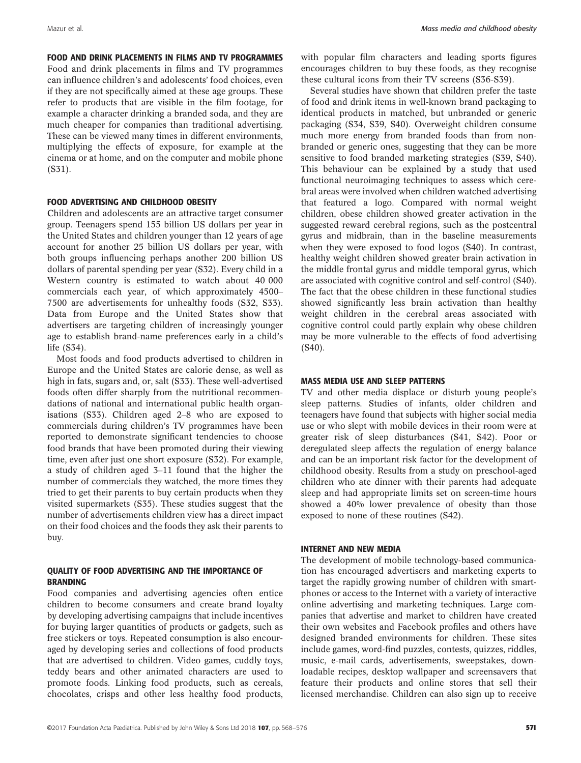## FOOD AND DRINK PLACEMENTS IN FILMS AND TV PROGRAMMES

Food and drink placements in films and TV programmes can influence children's and adolescents' food choices, even if they are not specifically aimed at these age groups. These refer to products that are visible in the film footage, for example a character drinking a branded soda, and they are much cheaper for companies than traditional advertising. These can be viewed many times in different environments, multiplying the effects of exposure, for example at the cinema or at home, and on the computer and mobile phone (S31).

## FOOD ADVERTISING AND CHILDHOOD OBESITY

Children and adolescents are an attractive target consumer group. Teenagers spend 155 billion US dollars per year in the United States and children younger than 12 years of age account for another 25 billion US dollars per year, with both groups influencing perhaps another 200 billion US dollars of parental spending per year (S32). Every child in a Western country is estimated to watch about 40 000 commercials each year, of which approximately 4500–7500 are advertisements for unhealthy foods (S32, S33). Data from Europe and the United States show that advertisers are targeting children of increasingly younger age to establish brand-name preferences early in a child's life (S34).

Most foods and food products advertised to children in Europe and the United States are calorie dense, as well as high in fats, sugars and, or, salt (S33). These well-advertised foods often differ sharply from the nutritional recommendations of national and international public health organisations (S33). Children aged 2–8 who are exposed to commercials during children's TV programmes have been reported to demonstrate significant tendencies to choose food brands that have been promoted during their viewing time, even after just one short exposure (S32). For example, a study of children aged 3–11 found that the higher the number of commercials they watched, the more times they tried to get their parents to buy certain products when they visited supermarkets (S35). These studies suggest that the number of advertisements children view has a direct impact on their food choices and the foods they ask their parents to buy.

## QUALITY OF FOOD ADVERTISING AND THE IMPORTANCE OF BRANDING

Food companies and advertising agencies often entice children to become consumers and create brand loyalty by developing advertising campaigns that include incentives for buying larger quantities of products or gadgets, such as free stickers or toys. Repeated consumption is also encouraged by developing series and collections of food products that are advertised to children. Video games, cuddly toys, teddy bears and other animated characters are used to promote foods. Linking food products, such as cereals, chocolates, crisps and other less healthy food products, with popular film characters and leading sports figures encourages children to buy these foods, as they recognise these cultural icons from their TV screens (S36-S39).

Several studies have shown that children prefer the taste of food and drink items in well-known brand packaging to identical products in matched, but unbranded or generic packaging (S34, S39, S40). Overweight children consume much more energy from branded foods than from non-branded or generic ones, suggesting that they can be more sensitive to food branded marketing strategies (S39, S40). This behaviour can be explained by a study that used functional neuroimaging techniques to assess which cerebral areas were involved when children watched advertising that featured a logo. Compared with normal weight children, obese children showed greater activation in the suggested reward cerebral regions, such as the postcentral gyrus and midbrain, than in the baseline measurements when they were exposed to food logos (S40). In contrast, healthy weight children showed greater brain activation in the middle frontal gyrus and middle temporal gyrus, which are associated with cognitive control and self-control (S40). The fact that the obese children in these functional studies showed significantly less brain activation than healthy weight children in the cerebral areas associated with cognitive control could partly explain why obese children may be more vulnerable to the effects of food advertising (S40).

## MASS MEDIA USE AND SLEEP PATTERNS

TV and other media displace or disturb young people's sleep patterns. Studies of infants, older children and teenagers have found that subjects with higher social media use or who slept with mobile devices in their room were at greater risk of sleep disturbances (S41, S42). Poor or deregulated sleep affects the regulation of energy balance and can be an important risk factor for the development of childhood obesity. Results from a study on preschool-aged children who ate dinner with their parents had adequate sleep and had appropriate limits set on screen-time hours showed a 40% lower prevalence of obesity than those exposed to none of these routines (S42).

## INTERNET AND NEW MEDIA

The development of mobile technology-based communication has encouraged advertisers and marketing experts to target the rapidly growing number of children with smartphones or access to the Internet with a variety of interactive online advertising and marketing techniques. Large companies that advertise and market to children have created their own websites and Facebook profiles and others have designed branded environments for children. These sites include games, word-find puzzles, contests, quizzes, riddles, music, e-mail cards, advertisements, sweepstakes, downloadable recipes, desktop wallpaper and screensavers that feature their products and online stores that sell their licensed merchandise. Children can also sign up to receive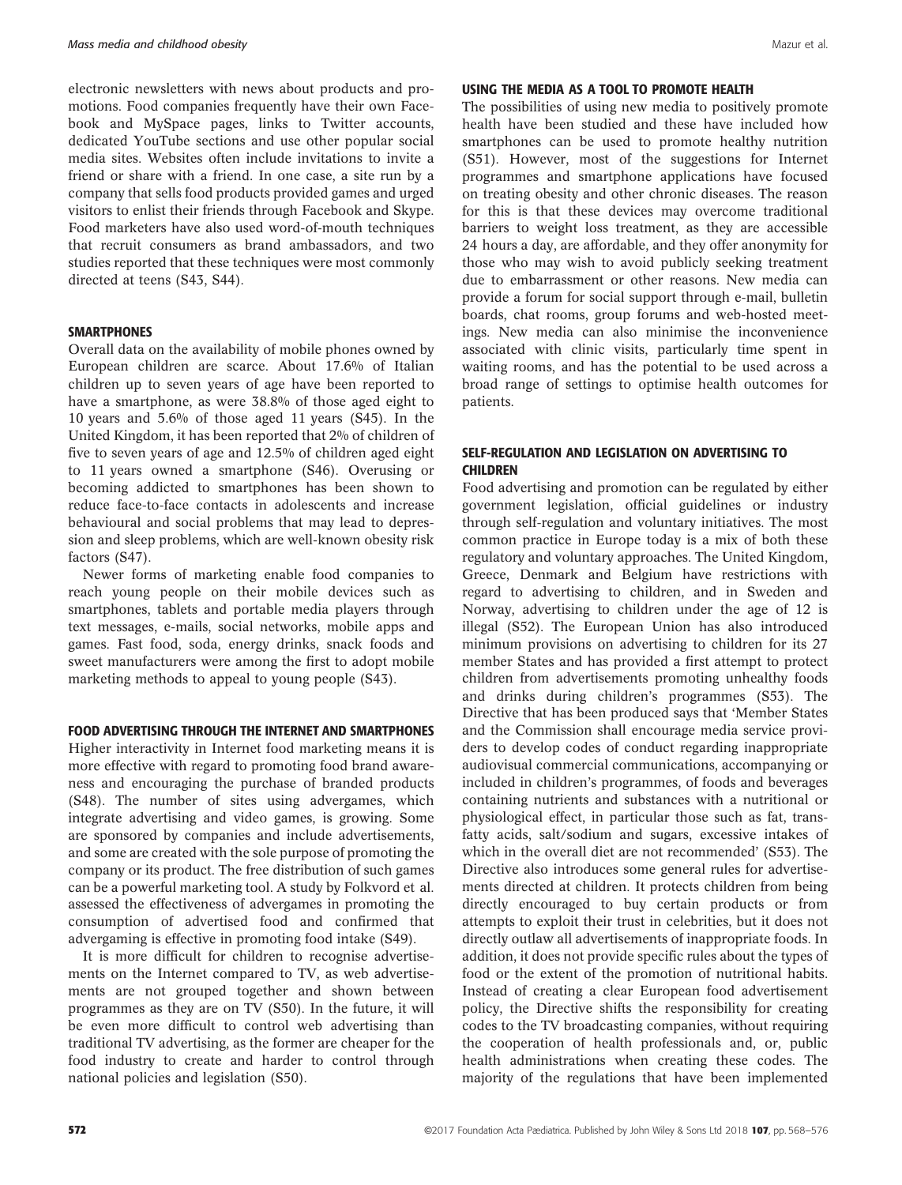electronic newsletters with news about products and promotions. Food companies frequently have their own Facebook and MySpace pages, links to Twitter accounts, dedicated YouTube sections and use other popular social media sites. Websites often include invitations to invite a friend or share with a friend. In one case, a site run by a company that sells food products provided games and urged visitors to enlist their friends through Facebook and Skype. Food marketers have also used word-of-mouth techniques that recruit consumers as brand ambassadors, and two studies reported that these techniques were most commonly directed at teens (S43, S44).

## SMARTPHONES

Overall data on the availability of mobile phones owned by European children are scarce. About 17.6% of Italian children up to seven years of age have been reported to have a smartphone, as were 38.8% of those aged eight to 10 years and 5.6% of those aged 11 years (S45). In the United Kingdom, it has been reported that 2% of children of five to seven years of age and 12.5% of children aged eight to 11 years owned a smartphone (S46). Overusing or becoming addicted to smartphones has been shown to reduce face-to-face contacts in adolescents and increase behavioural and social problems that may lead to depression and sleep problems, which are well-known obesity risk factors (S47).

Newer forms of marketing enable food companies to reach young people on their mobile devices such as smartphones, tablets and portable media players through text messages, e-mails, social networks, mobile apps and games. Fast food, soda, energy drinks, snack foods and sweet manufacturers were among the first to adopt mobile marketing methods to appeal to young people (S43).

## FOOD ADVERTISING THROUGH THE INTERNET AND SMARTPHONES

Higher interactivity in Internet food marketing means it is more effective with regard to promoting food brand awareness and encouraging the purchase of branded products (S48). The number of sites using advergames, which integrate advertising and video games, is growing. Some are sponsored by companies and include advertisements, and some are created with the sole purpose of promoting the company or its product. The free distribution of such games can be a powerful marketing tool. A study by Folkvord et al. assessed the effectiveness of advergames in promoting the consumption of advertised food and confirmed that advergaming is effective in promoting food intake (S49).

It is more difficult for children to recognise advertisements on the Internet compared to TV, as web advertisements are not grouped together and shown between programmes as they are on TV (S50). In the future, it will be even more difficult to control web advertising than traditional TV advertising, as the former are cheaper for the food industry to create and harder to control through national policies and legislation (S50).

## USING THE MEDIA AS A TOOL TO PROMOTE HEALTH

The possibilities of using new media to positively promote health have been studied and these have included how smartphones can be used to promote healthy nutrition (S51). However, most of the suggestions for Internet programmes and smartphone applications have focused on treating obesity and other chronic diseases. The reason for this is that these devices may overcome traditional barriers to weight loss treatment, as they are accessible 24 hours a day, are affordable, and they offer anonymity for those who may wish to avoid publicly seeking treatment due to embarrassment or other reasons. New media can provide a forum for social support through e-mail, bulletin boards, chat rooms, group forums and web-hosted meetings. New media can also minimise the inconvenience associated with clinic visits, particularly time spent in waiting rooms, and has the potential to be used across a broad range of settings to optimise health outcomes for patients.

## SELF-REGULATION AND LEGISLATION ON ADVERTISING TO CHILDREN

Food advertising and promotion can be regulated by either government legislation, official guidelines or industry through self-regulation and voluntary initiatives. The most common practice in Europe today is a mix of both these regulatory and voluntary approaches. The United Kingdom, Greece, Denmark and Belgium have restrictions with regard to advertising to children, and in Sweden and Norway, advertising to children under the age of 12 is illegal (S52). The European Union has also introduced minimum provisions on advertising to children for its 27 member States and has provided a first attempt to protect children from advertisements promoting unhealthy foods and drinks during children's programmes (S53). The Directive that has been produced says that 'Member States and the Commission shall encourage media service providers to develop codes of conduct regarding inappropriate audiovisual commercial communications, accompanying or included in children's programmes, of foods and beverages containing nutrients and substances with a nutritional or physiological effect, in particular those such as fat, trans-fatty acids, salt/sodium and sugars, excessive intakes of which in the overall diet are not recommended' (S53). The Directive also introduces some general rules for advertisements directed at children. It protects children from being directly encouraged to buy certain products or from attempts to exploit their trust in celebrities, but it does not directly outlaw all advertisements of inappropriate foods. In addition, it does not provide specific rules about the types of food or the extent of the promotion of nutritional habits. Instead of creating a clear European food advertisement policy, the Directive shifts the responsibility for creating codes to the TV broadcasting companies, without requiring the cooperation of health professionals and, or, public health administrations when creating these codes. The majority of the regulations that have been implemented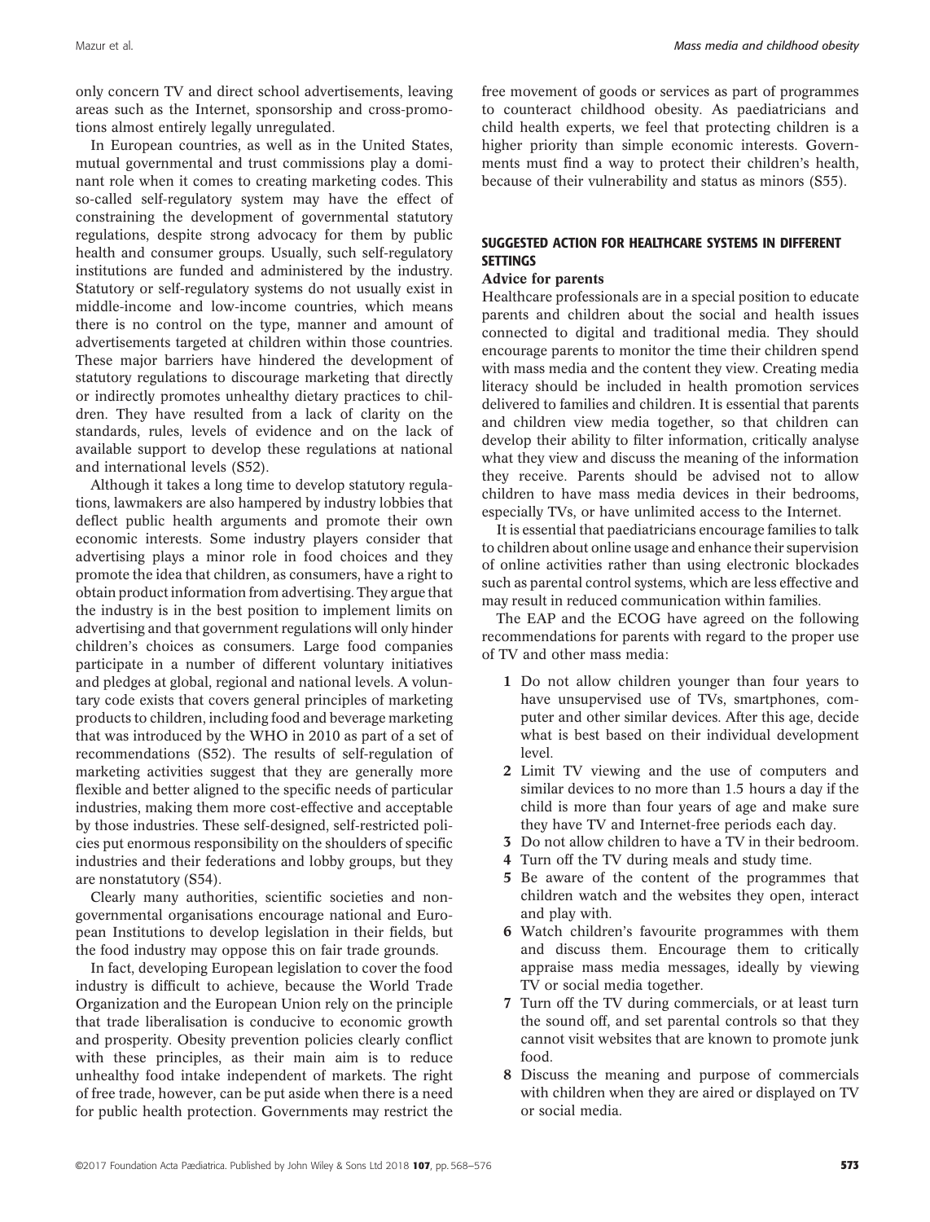only concern TV and direct school advertisements, leaving areas such as the Internet, sponsorship and cross-promotions almost entirely legally unregulated.

In European countries, as well as in the United States, mutual governmental and trust commissions play a dominant role when it comes to creating marketing codes. This so-called self-regulatory system may have the effect of constraining the development of governmental statutory regulations, despite strong advocacy for them by public health and consumer groups. Usually, such self-regulatory institutions are funded and administered by the industry. Statutory or self-regulatory systems do not usually exist in middle-income and low-income countries, which means there is no control on the type, manner and amount of advertisements targeted at children within those countries. These major barriers have hindered the development of statutory regulations to discourage marketing that directly or indirectly promotes unhealthy dietary practices to children. They have resulted from a lack of clarity on the standards, rules, levels of evidence and on the lack of available support to develop these regulations at national and international levels (S52).

Although it takes a long time to develop statutory regulations, lawmakers are also hampered by industry lobbies that deflect public health arguments and promote their own economic interests. Some industry players consider that advertising plays a minor role in food choices and they promote the idea that children, as consumers, have a right to obtain product information from advertising. They argue that the industry is in the best position to implement limits on advertising and that government regulations will only hinder children's choices as consumers. Large food companies participate in a number of different voluntary initiatives and pledges at global, regional and national levels. A voluntary code exists that covers general principles of marketing products to children, including food and beverage marketing that was introduced by the WHO in 2010 as part of a set of recommendations (S52). The results of self-regulation of marketing activities suggest that they are generally more flexible and better aligned to the specific needs of particular industries, making them more cost-effective and acceptable by those industries. These self-designed, self-restricted policies put enormous responsibility on the shoulders of specific industries and their federations and lobby groups, but they are nonstatutory (S54).

Clearly many authorities, scientific societies and non-governmental organisations encourage national and European Institutions to develop legislation in their fields, but the food industry may oppose this on fair trade grounds.

In fact, developing European legislation to cover the food industry is difficult to achieve, because the World Trade Organization and the European Union rely on the principle that trade liberalisation is conducive to economic growth and prosperity. Obesity prevention policies clearly conflict with these principles, as their main aim is to reduce unhealthy food intake independent of markets. The right of free trade, however, can be put aside when there is a need for public health protection. Governments may restrict the free movement of goods or services as part of programmes to counteract childhood obesity. As paediatricians and child health experts, we feel that protecting children is a higher priority than simple economic interests. Governments must find a way to protect their children's health, because of their vulnerability and status as minors (S55).

## SUGGESTED ACTION FOR HEALTHCARE SYSTEMS IN DIFFERENT SETTINGS

### Advice for parents

Healthcare professionals are in a special position to educate parents and children about the social and health issues connected to digital and traditional media. They should encourage parents to monitor the time their children spend with mass media and the content they view. Creating media literacy should be included in health promotion services delivered to families and children. It is essential that parents and children view media together, so that children can develop their ability to filter information, critically analyse what they view and discuss the meaning of the information they receive. Parents should be advised not to allow children to have mass media devices in their bedrooms, especially TVs, or have unlimited access to the Internet.

It is essential that paediatricians encourage families to talk to children about online usage and enhance their supervision of online activities rather than using electronic blockades such as parental control systems, which are less effective and may result in reduced communication within families.

The EAP and the ECOG have agreed on the following recommendations for parents with regard to the proper use of TV and other mass media:

1. Do not allow children younger than four years to have unsupervised use of TVs, smartphones, computer and other similar devices. After this age, decide what is best based on their individual development level.
2. Limit TV viewing and the use of computers and similar devices to no more than 1.5 hours a day if the child is more than four years of age and make sure they have TV and Internet-free periods each day.
3. Do not allow children to have a TV in their bedroom.
4. Turn off the TV during meals and study time.
5. Be aware of the content of the programmes that children watch and the websites they open, interact and play with.
6. Watch children's favourite programmes with them and discuss them. Encourage them to critically appraise mass media messages, ideally by viewing TV or social media together.
7. Turn off the TV during commercials, or at least turn the sound off, and set parental controls so that they cannot visit websites that are known to promote junk food.
8. Discuss the meaning and purpose of commercials with children when they are aired or displayed on TV or social media.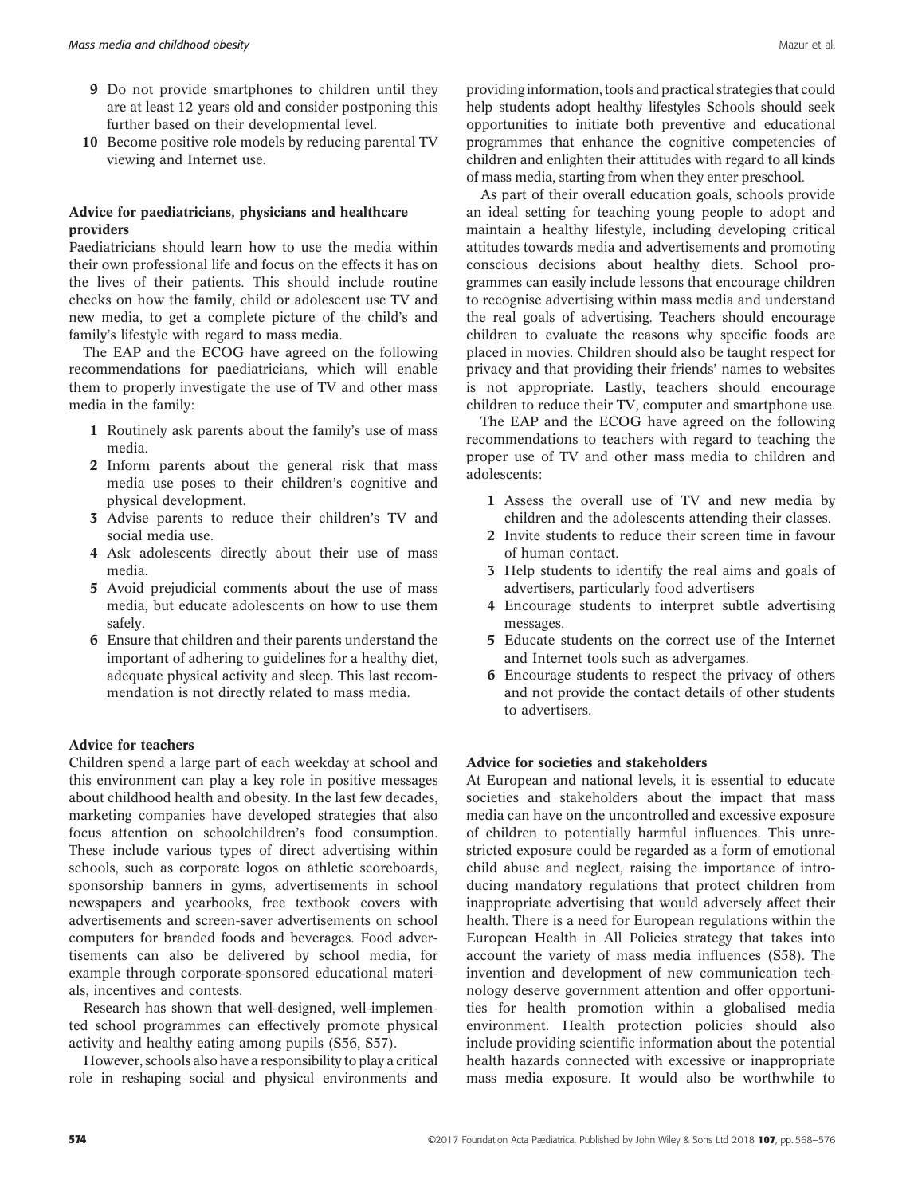9. Do not provide smartphones to children until they are at least 12 years old and consider postponing this further based on their developmental level.
10. Become positive role models by reducing parental TV viewing and Internet use.

### Advice for paediatricians, physicians and healthcare providers

Paediatricians should learn how to use the media within their own professional life and focus on the effects it has on the lives of their patients. This should include routine checks on how the family, child or adolescent use TV and new media, to get a complete picture of the child's and family's lifestyle with regard to mass media.

The EAP and the ECOG have agreed on the following recommendations for paediatricians, which will enable them to properly investigate the use of TV and other mass media in the family:

1. Routinely ask parents about the family's use of mass media.
2. Inform parents about the general risk that mass media use poses to their children's cognitive and physical development.
3. Advise parents to reduce their children's TV and social media use.
4. Ask adolescents directly about their use of mass media.
5. Avoid prejudicial comments about the use of mass media, but educate adolescents on how to use them safely.
6. Ensure that children and their parents understand the important of adhering to guidelines for a healthy diet, adequate physical activity and sleep. This last recommendation is not directly related to mass media.

### Advice for teachers

Children spend a large part of each weekday at school and this environment can play a key role in positive messages about childhood health and obesity. In the last few decades, marketing companies have developed strategies that also focus attention on schoolchildren's food consumption. These include various types of direct advertising within schools, such as corporate logos on athletic scoreboards, sponsorship banners in gyms, advertisements in school newspapers and yearbooks, free textbook covers with advertisements and screen-saver advertisements on school computers for branded foods and beverages. Food advertisements can also be delivered by school media, for example through corporate-sponsored educational materials, incentives and contests.

Research has shown that well-designed, well-implemented school programmes can effectively promote physical activity and healthy eating among pupils (S56, S57).

However, schools also have a responsibility to play a critical role in reshaping social and physical environments and providing information, tools and practical strategies that could help students adopt healthy lifestyles Schools should seek opportunities to initiate both preventive and educational programmes that enhance the cognitive competencies of children and enlighten their attitudes with regard to all kinds of mass media, starting from when they enter preschool.

As part of their overall education goals, schools provide an ideal setting for teaching young people to adopt and maintain a healthy lifestyle, including developing critical attitudes towards media and advertisements and promoting conscious decisions about healthy diets. School programmes can easily include lessons that encourage children to recognise advertising within mass media and understand the real goals of advertising. Teachers should encourage children to evaluate the reasons why specific foods are placed in movies. Children should also be taught respect for privacy and that providing their friends' names to websites is not appropriate. Lastly, teachers should encourage children to reduce their TV, computer and smartphone use.

The EAP and the ECOG have agreed on the following recommendations to teachers with regard to teaching the proper use of TV and other mass media to children and adolescents:

1. Assess the overall use of TV and new media by children and the adolescents attending their classes.
2. Invite students to reduce their screen time in favour of human contact.
3. Help students to identify the real aims and goals of advertisers, particularly food advertisers
4. Encourage students to interpret subtle advertising messages.
5. Educate students on the correct use of the Internet and Internet tools such as advergames.
6. Encourage students to respect the privacy of others and not provide the contact details of other students to advertisers.

### Advice for societies and stakeholders

At European and national levels, it is essential to educate societies and stakeholders about the impact that mass media can have on the uncontrolled and excessive exposure of children to potentially harmful influences. This unrestricted exposure could be regarded as a form of emotional child abuse and neglect, raising the importance of introducing mandatory regulations that protect children from inappropriate advertising that would adversely affect their health. There is a need for European regulations within the European Health in All Policies strategy that takes into account the variety of mass media influences (S58). The invention and development of new communication technology deserve government attention and offer opportunities for health promotion within a globalised media environment. Health protection policies should also include providing scientific information about the potential health hazards connected with excessive or inappropriate mass media exposure. It would also be worthwhile to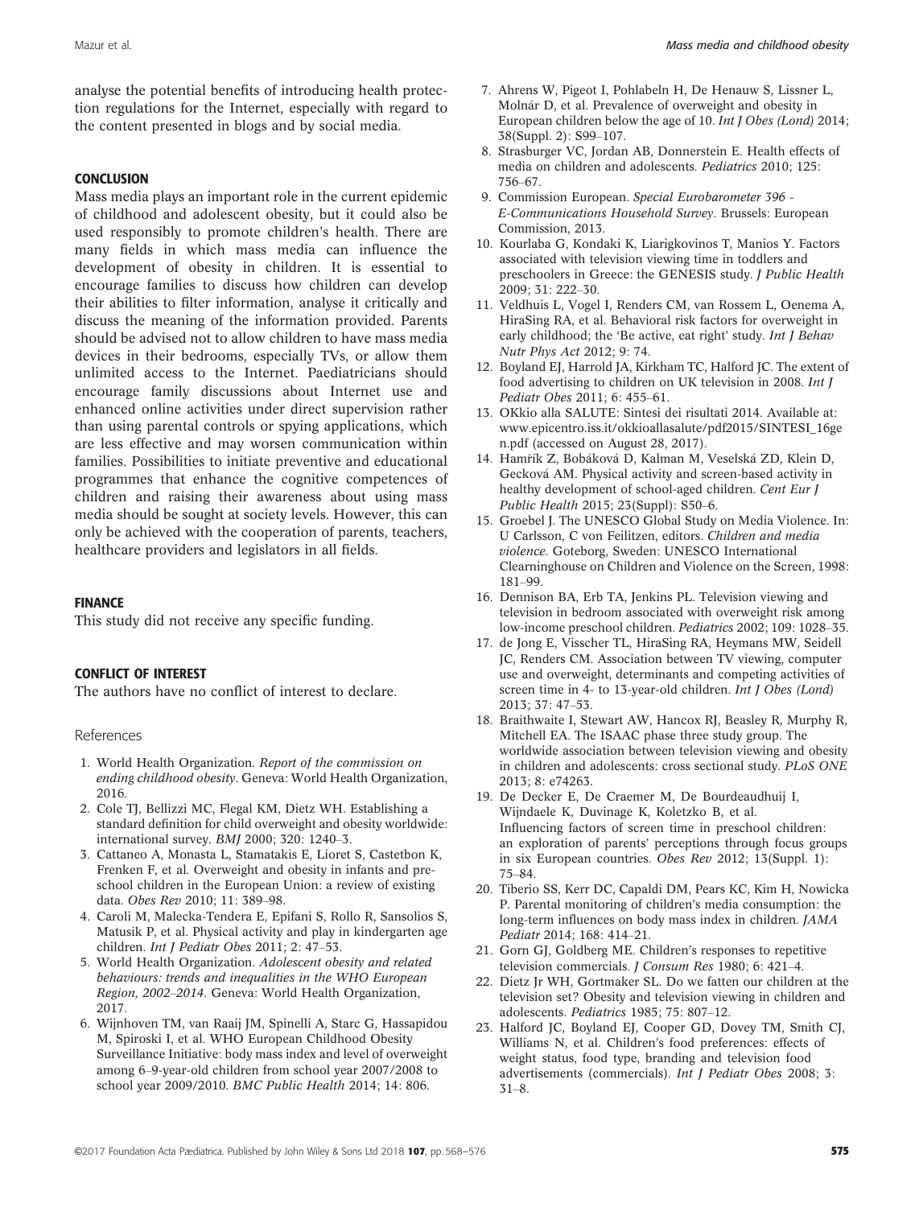analyse the potential benefits of introducing health protection regulations for the Internet, especially with regard to the content presented in blogs and by social media.

## CONCLUSION

Mass media plays an important role in the current epidemic of childhood and adolescent obesity, but it could also be used responsibly to promote children's health. There are many fields in which mass media can influence the development of obesity in children. It is essential to encourage families to discuss how children can develop their abilities to filter information, analyse it critically and discuss the meaning of the information provided. Parents should be advised not to allow children to have mass media devices in their bedrooms, especially TVs, or allow them unlimited access to the Internet. Paediatricians should encourage family discussions about Internet use and enhanced online activities under direct supervision rather than using parental controls or spying applications, which are less effective and may worsen communication within families. Possibilities to initiate preventive and educational programmes that enhance the cognitive competences of children and raising their awareness about using mass media should be sought at society levels. However, this can only be achieved with the cooperation of parents, teachers, healthcare providers and legislators in all fields.

## FINANCE

This study did not receive any specific funding.

## CONFLICT OF INTEREST

The authors have no conflict of interest to declare.

## References

1. World Health Organization. *Report of the commission on ending childhood obesity*. Geneva: World Health Organization, 2016.
2. Cole TJ, Bellizzi MC, Flegal KM, Dietz WH. Establishing a standard definition for child overweight and obesity worldwide: international survey. *BMJ* 2000; 320: 1240–3.
3. Cattaneo A, Monasta L, Stamatakis E, Lioret S, Castetbon K, Frenken F, et al. Overweight and obesity in infants and preschool children in the European Union: a review of existing data. *Obes Rev* 2010; 11: 389–98.
4. Caroli M, Malecka-Tendera E, Epifani S, Rollo R, Sansolios S, Matusik P, et al. Physical activity and play in kindergarten age children. *Int J Pediatr Obes* 2011; 2: 47–53.
5. World Health Organization. *Adolescent obesity and related behaviours: trends and inequalities in the WHO European Region, 2002–2014*. Geneva: World Health Organization, 2017.
6. Wijnhoven TM, van Raaij JM, Spinelli A, Starc G, Hassapidou M, Spiroski I, et al. WHO European Childhood Obesity Surveillance Initiative: body mass index and level of overweight among 6–9-year-old children from school year 2007/2008 to school year 2009/2010. *BMC Public Health* 2014; 14: 806.
7. Ahrens W, Pigeot I, Pohlabeln H, De Henauw S, Lissner L, Molnár D, et al. Prevalence of overweight and obesity in European children below the age of 10. *Int J Obes (Lond)* 2014; 38(Suppl. 2): S99–107.
8. Strasburger VC, Jordan AB, Donnerstein E. Health effects of media on children and adolescents. *Pediatrics* 2010; 125: 756–67.
9. Commission European. *Special Eurobarometer 396 - E-Communications Household Survey*. Brussels: European Commission, 2013.
10. Kourlaba G, Kondaki K, Liarigkovinos T, Manios Y. Factors associated with television viewing time in toddlers and preschoolers in Greece: the GENESIS study. *J Public Health* 2009; 31: 222–30.
11. Veldhuis L, Vogel I, Renders CM, van Rossem L, Oenema A, HiraSing RA, et al. Behavioral risk factors for overweight in early childhood; the 'Be active, eat right' study. *Int J Behav Nutr Phys Act* 2012; 9: 74.
12. Boyland EJ, Harrold JA, Kirkham TC, Halford JC. The extent of food advertising to children on UK television in 2008. *Int J Pediatr Obes* 2011; 6: 455–61.
13. OKkio alla SALUTE: Sintesi dei risultati 2014. Available at: www.epicentro.iss.it/okkioallasalute/pdf2015/SINTESI_16gen.pdf (accessed on August 28, 2017).
14. Hamřík Z, Bobáková D, Kalman M, Veselská ZD, Klein D, Gecková AM. Physical activity and screen-based activity in healthy development of school-aged children. *Cent Eur J Public Health* 2015; 23(Suppl): S50–6.
15. Groebel J. The UNESCO Global Study on Media Violence. In: U Carlsson, C von Feilitzen, editors. *Children and media violence*. Goteborg, Sweden: UNESCO International Clearninghouse on Children and Violence on the Screen, 1998: 181–99.
16. Dennison BA, Erb TA, Jenkins PL. Television viewing and television in bedroom associated with overweight risk among low-income preschool children. *Pediatrics* 2002; 109: 1028–35.
17. de Jong E, Visscher TL, HiraSing RA, Heymans MW, Seidell JC, Renders CM. Association between TV viewing, computer use and overweight, determinants and competing activities of screen time in 4- to 13-year-old children. *Int J Obes (Lond)* 2013; 37: 47–53.
18. Braithwaite I, Stewart AW, Hancox RJ, Beasley R, Murphy R, Mitchell EA. The ISAAC phase three study group. The worldwide association between television viewing and obesity in children and adolescents: cross sectional study. *PLoS ONE* 2013; 8: e74263.
19. De Decker E, De Craemer M, De Bourdeaudhuij I, Wijndaele K, Duvinage K, Koletzko B, et al. Influencing factors of screen time in preschool children: an exploration of parents' perceptions through focus groups in six European countries. *Obes Rev* 2012; 13(Suppl. 1): 75–84.
20. Tiberio SS, Kerr DC, Capaldi DM, Pears KC, Kim H, Nowicka P. Parental monitoring of children's media consumption: the long-term influences on body mass index in children. *JAMA Pediatr* 2014; 168: 414–21.
21. Gorn GJ, Goldberg ME. Children's responses to repetitive television commercials. *J Consum Res* 1980; 6: 421–4.
22. Dietz Jr WH, Gortmaker SL. Do we fatten our children at the television set? Obesity and television viewing in children and adolescents. *Pediatrics* 1985; 75: 807–12.
23. Halford JC, Boyland EJ, Cooper GD, Dovey TM, Smith CJ, Williams N, et al. Children's food preferences: effects of weight status, food type, branding and television food advertisements (commercials). *Int J Pediatr Obes* 2008; 3: 31–8.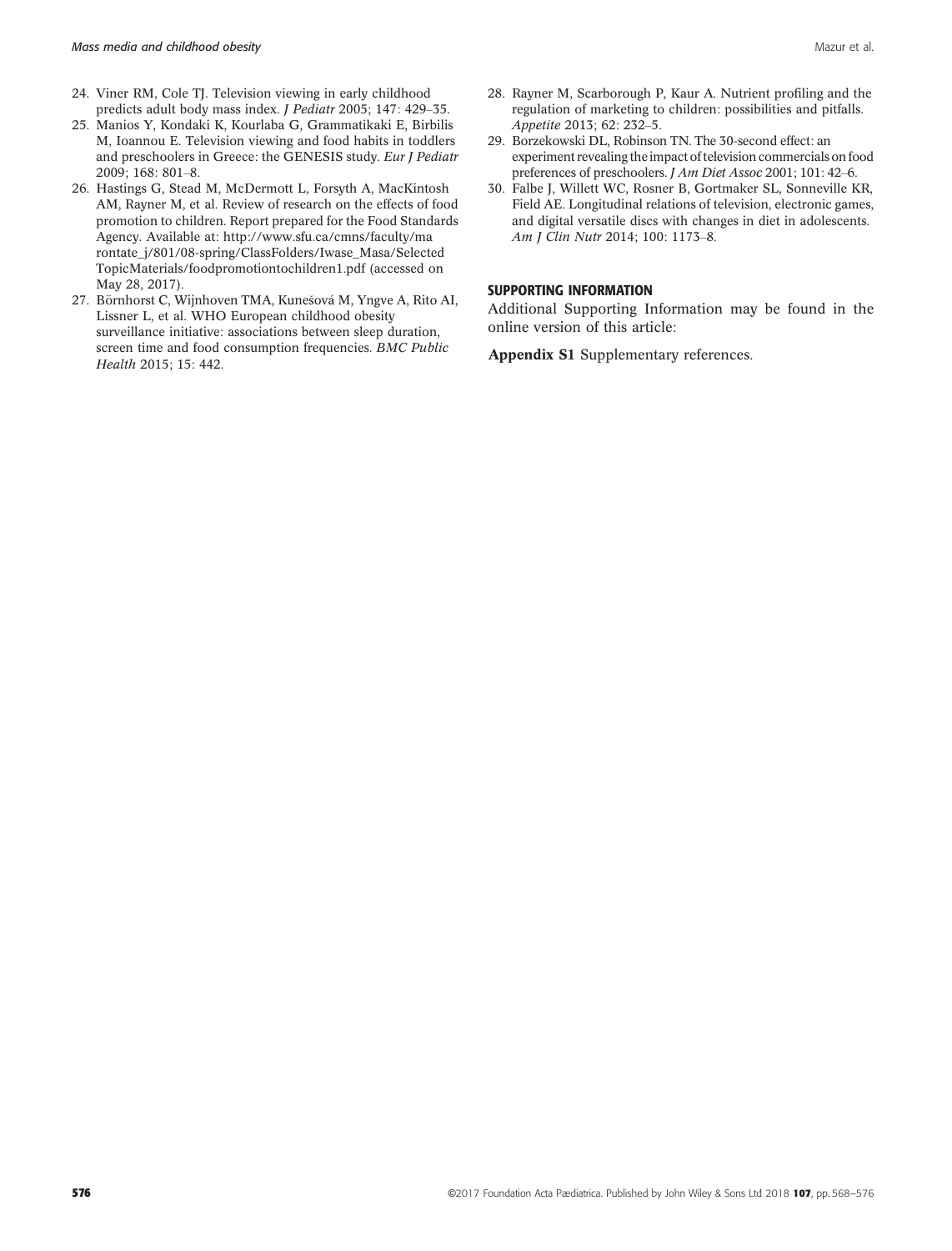24. Viner RM, Cole TJ. Television viewing in early childhood predicts adult body mass index. *J Pediatr* 2005; 147: 429–35.
25. Manios Y, Kondaki K, Kourlaba G, Grammatikaki E, Birbilis M, Ioannou E. Television viewing and food habits in toddlers and preschoolers in Greece: the GENESIS study. *Eur J Pediatr* 2009; 168: 801–8.
26. Hastings G, Stead M, McDermott L, Forsyth A, MacKintosh AM, Rayner M, et al. Review of research on the effects of food promotion to children. Report prepared for the Food Standards Agency. Available at: http://www.sfu.ca/cmns/faculty/marontate_j/801/08-spring/ClassFolders/Iwase_Masa/SelectedTopicMaterials/foodpromotiontochildren1.pdf (accessed on May 28, 2017).
27. Börnhorst C, Wijnhoven TMA, Kunešová M, Yngve A, Rito AI, Lissner L, et al. WHO European childhood obesity surveillance initiative: associations between sleep duration, screen time and food consumption frequencies. *BMC Public Health* 2015; 15: 442.
28. Rayner M, Scarborough P, Kaur A. Nutrient profiling and the regulation of marketing to children: possibilities and pitfalls. *Appetite* 2013; 62: 232–5.
29. Borzekowski DL, Robinson TN. The 30-second effect: an experiment revealing the impact of television commercials on food preferences of preschoolers. *J Am Diet Assoc* 2001; 101: 42–6.
30. Falbe J, Willett WC, Rosner B, Gortmaker SL, Sonneville KR, Field AE. Longitudinal relations of television, electronic games, and digital versatile discs with changes in diet in adolescents. *Am J Clin Nutr* 2014; 100: 1173–8.

## SUPPORTING INFORMATION

Additional Supporting Information may be found in the online version of this article:

**Appendix S1** Supplementary references.